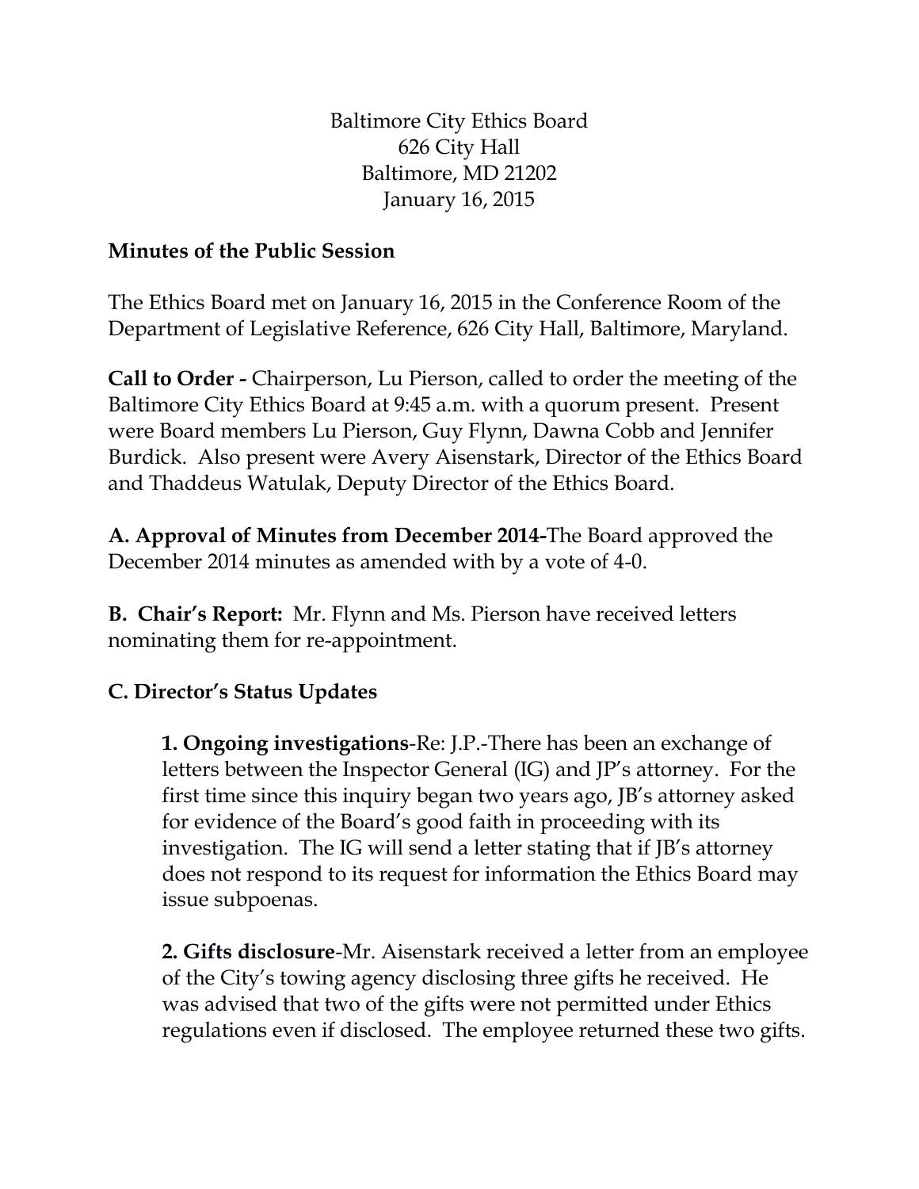Baltimore City Ethics Board
626 City Hall
Baltimore, MD 21202
January 16, 2015

**Minutes of the Public Session**

The Ethics Board met on January 16, 2015 in the Conference Room of the Department of Legislative Reference, 626 City Hall, Baltimore, Maryland.

**Call to Order -** Chairperson, Lu Pierson, called to order the meeting of the Baltimore City Ethics Board at 9:45 a.m. with a quorum present. Present were Board members Lu Pierson, Guy Flynn, Dawna Cobb and Jennifer Burdick. Also present were Avery Aisenstark, Director of the Ethics Board and Thaddeus Watulak, Deputy Director of the Ethics Board.

**A. Approval of Minutes from December 2014-**The Board approved the December 2014 minutes as amended with by a vote of 4-0.

**B. Chair's Report:** Mr. Flynn and Ms. Pierson have received letters nominating them for re-appointment.

**C. Director's Status Updates**

> **1. Ongoing investigations**-Re: J.P.-There has been an exchange of letters between the Inspector General (IG) and JP's attorney. For the first time since this inquiry began two years ago, JB's attorney asked for evidence of the Board's good faith in proceeding with its investigation. The IG will send a letter stating that if JB's attorney does not respond to its request for information the Ethics Board may issue subpoenas.
>
> **2. Gifts disclosure**-Mr. Aisenstark received a letter from an employee of the City's towing agency disclosing three gifts he received. He was advised that two of the gifts were not permitted under Ethics regulations even if disclosed. The employee returned these two gifts.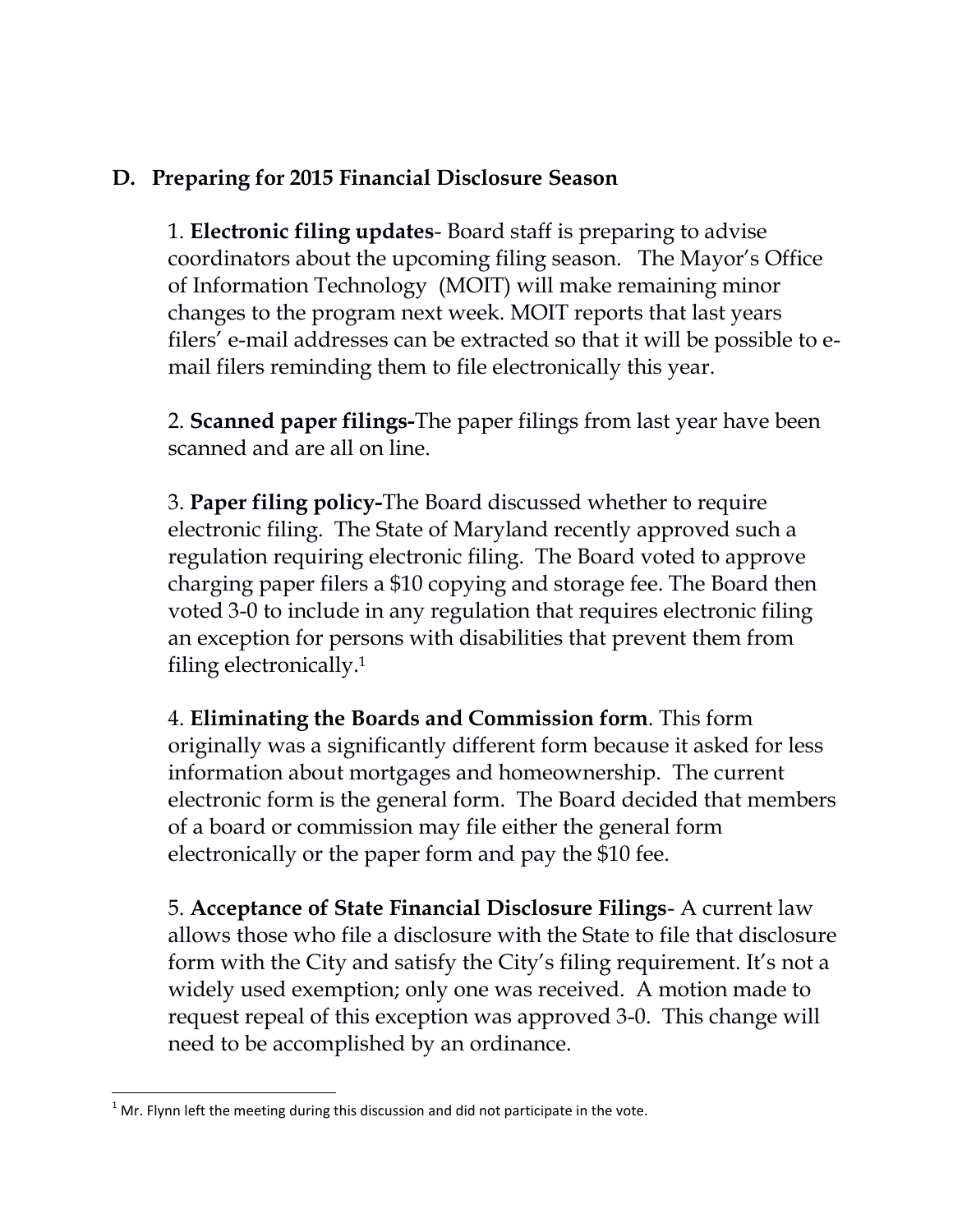## D. Preparing for 2015 Financial Disclosure Season

1. **Electronic filing updates**- Board staff is preparing to advise coordinators about the upcoming filing season. The Mayor's Office of Information Technology (MOIT) will make remaining minor changes to the program next week. MOIT reports that last years filers' e-mail addresses can be extracted so that it will be possible to e-mail filers reminding them to file electronically this year.

2. **Scanned paper filings-**The paper filings from last year have been scanned and are all on line.

3. **Paper filing policy-**The Board discussed whether to require electronic filing. The State of Maryland recently approved such a regulation requiring electronic filing. The Board voted to approve charging paper filers a $10 copying and storage fee. The Board then voted 3-0 to include in any regulation that requires electronic filing an exception for persons with disabilities that prevent them from filing electronically.[1]

4. **Eliminating the Boards and Commission form**. This form originally was a significantly different form because it asked for less information about mortgages and homeownership. The current electronic form is the general form. The Board decided that members of a board or commission may file either the general form electronically or the paper form and pay the $10 fee.

5. **Acceptance of State Financial Disclosure Filings**- A current law allows those who file a disclosure with the State to file that disclosure form with the City and satisfy the City's filing requirement. It's not a widely used exemption; only one was received. A motion made to request repeal of this exception was approved 3-0. This change will need to be accomplished by an ordinance.

---

[1] Mr. Flynn left the meeting during this discussion and did not participate in the vote.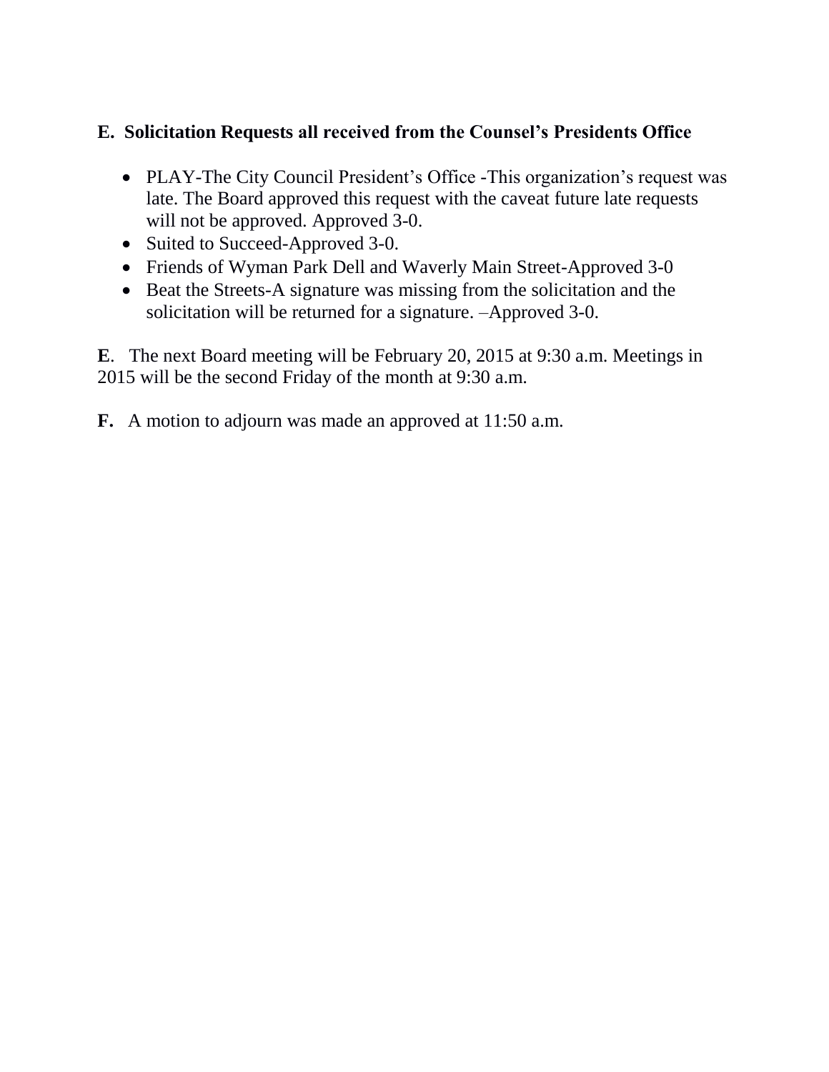**E. Solicitation Requests all received from the Counsel's Presidents Office**

- PLAY-The City Council President's Office -This organization's request was late. The Board approved this request with the caveat future late requests will not be approved. Approved 3-0.
- Suited to Succeed-Approved 3-0.
- Friends of Wyman Park Dell and Waverly Main Street-Approved 3-0
- Beat the Streets-A signature was missing from the solicitation and the solicitation will be returned for a signature. –Approved 3-0.

**E**. The next Board meeting will be February 20, 2015 at 9:30 a.m. Meetings in 2015 will be the second Friday of the month at 9:30 a.m.

**F.** A motion to adjourn was made an approved at 11:50 a.m.